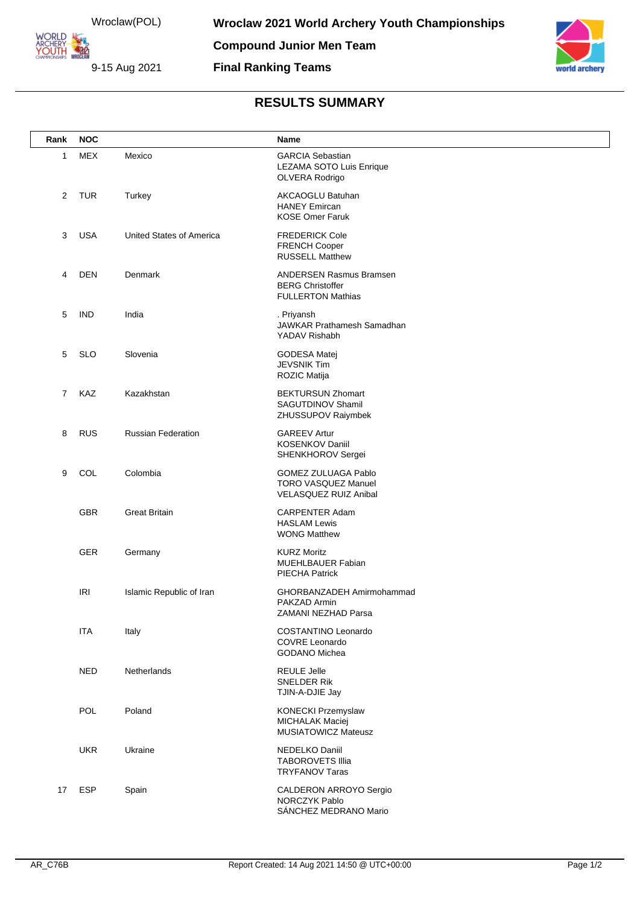Wroclaw(POL)

9-15 Aug 2021

# Wroclaw 2021 World Archery Youth Championships

## Compound Junior Men Team

## Final Ranking Teams

### RESULTS SUMMARY

| Rank | NOC | | Name |
|---|---|---|---|
| 1 | MEX | Mexico | GARCIA Sebastian<br>LEZAMA SOTO Luis Enrique<br>OLVERA Rodrigo |
| 2 | TUR | Turkey | AKCAOGLU Batuhan<br>HANEY Emircan<br>KOSE Omer Faruk |
| 3 | USA | United States of America | FREDERICK Cole<br>FRENCH Cooper<br>RUSSELL Matthew |
| 4 | DEN | Denmark | ANDERSEN Rasmus Bramsen<br>BERG Christoffer<br>FULLERTON Mathias |
| 5 | IND | India | . Priyansh<br>JAWKAR Prathamesh Samadhan<br>YADAV Rishabh |
| 5 | SLO | Slovenia | GODESA Matej<br>JEVSNIK Tim<br>ROZIC Matija |
| 7 | KAZ | Kazakhstan | BEKTURSUN Zhomart<br>SAGUTDINOV Shamil<br>ZHUSSUPOV Raiymbek |
| 8 | RUS | Russian Federation | GAREEV Artur<br>KOSENKOV Daniil<br>SHENKHOROV Sergei |
| 9 | COL | Colombia | GOMEZ ZULUAGA Pablo<br>TORO VASQUEZ Manuel<br>VELASQUEZ RUIZ Anibal |
| | GBR | Great Britain | CARPENTER Adam<br>HASLAM Lewis<br>WONG Matthew |
| | GER | Germany | KURZ Moritz<br>MUEHLBAUER Fabian<br>PIECHA Patrick |
| | IRI | Islamic Republic of Iran | GHORBANZADEH Amirmohammad<br>PAKZAD Armin<br>ZAMANI NEZHAD Parsa |
| | ITA | Italy | COSTANTINO Leonardo<br>COVRE Leonardo<br>GODANO Michea |
| | NED | Netherlands | REULE Jelle<br>SNELDER Rik<br>TJIN-A-DJIE Jay |
| | POL | Poland | KONECKI Przemyslaw<br>MICHALAK Maciej<br>MUSIATOWICZ Mateusz |
| | UKR | Ukraine | NEDELKO Daniil<br>TABOROVETS Illia<br>TRYFANOV Taras |
| 17 | ESP | Spain | CALDERON ARROYO Sergio<br>NORCZYK Pablo<br>SÁNCHEZ MEDRANO Mario |

AR_C76B Report Created: 14 Aug 2021 14:50 @ UTC+00:00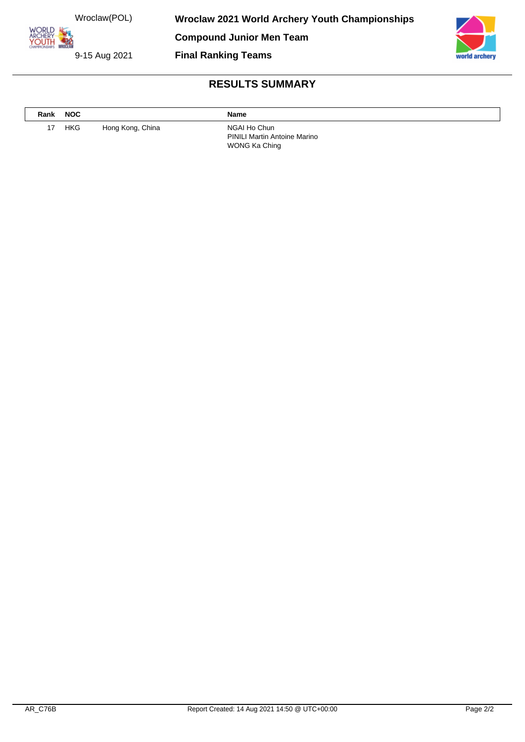## RESULTS SUMMARY

| Rank | NOC | | Name |
|---|---|---|---|
| 17 | HKG | Hong Kong, China | NGAI Ho Chun<br>PINILI Martin Antoine Marino<br>WONG Ka Ching |